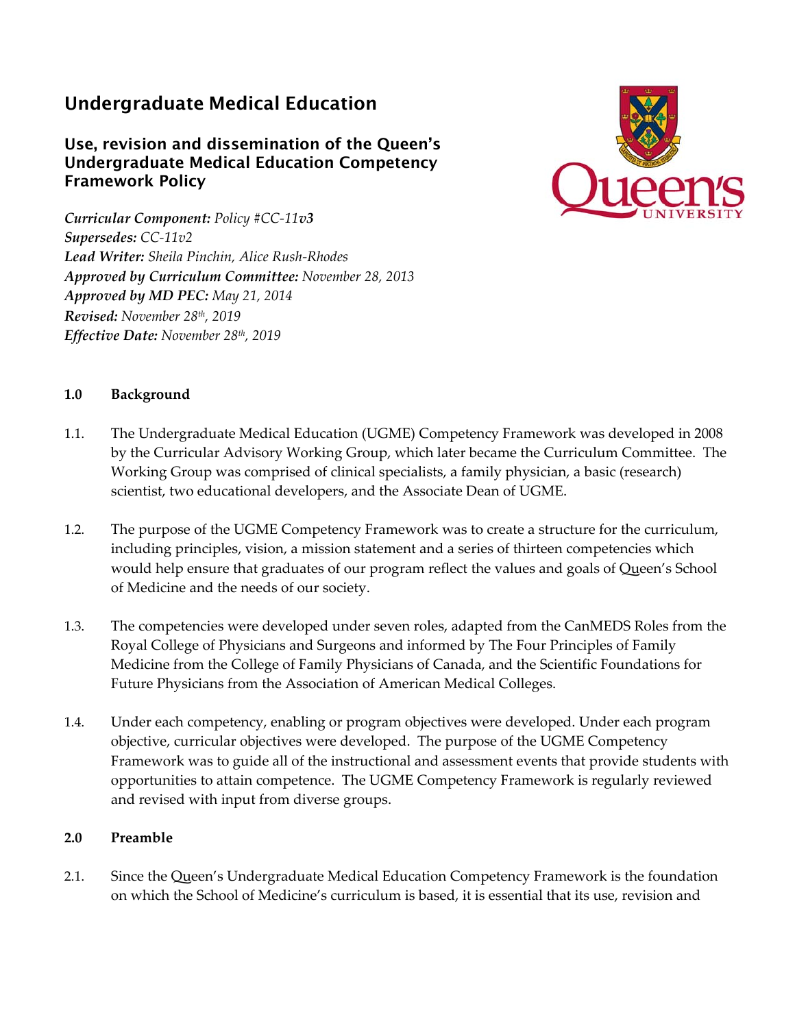# Undergraduate Medical Education

## Use, revision and dissemination of the Queen's Undergraduate Medical Education Competency Framework Policy

***Curricular Component:*** *Policy #CC-11v**3***
***Supersedes:*** *CC-11v2*
***Lead Writer:*** *Sheila Pinchin, Alice Rush-Rhodes*
***Approved by Curriculum Committee:*** *November 28, 2013*
***Approved by MD PEC:*** *May 21, 2014*
***Revised:*** *November 28th, 2019*
***Effective Date:*** *November 28th, 2019*

### 1.0 Background

1.1. The Undergraduate Medical Education (UGME) Competency Framework was developed in 2008 by the Curricular Advisory Working Group, which later became the Curriculum Committee. The Working Group was comprised of clinical specialists, a family physician, a basic (research) scientist, two educational developers, and the Associate Dean of UGME.

1.2. The purpose of the UGME Competency Framework was to create a structure for the curriculum, including principles, vision, a mission statement and a series of thirteen competencies which would help ensure that graduates of our program reflect the values and goals of Queen's School of Medicine and the needs of our society.

1.3. The competencies were developed under seven roles, adapted from the CanMEDS Roles from the Royal College of Physicians and Surgeons and informed by The Four Principles of Family Medicine from the College of Family Physicians of Canada, and the Scientific Foundations for Future Physicians from the Association of American Medical Colleges.

1.4. Under each competency, enabling or program objectives were developed. Under each program objective, curricular objectives were developed. The purpose of the UGME Competency Framework was to guide all of the instructional and assessment events that provide students with opportunities to attain competence. The UGME Competency Framework is regularly reviewed and revised with input from diverse groups.

### 2.0 Preamble

2.1. Since the Queen's Undergraduate Medical Education Competency Framework is the foundation on which the School of Medicine's curriculum is based, it is essential that its use, revision and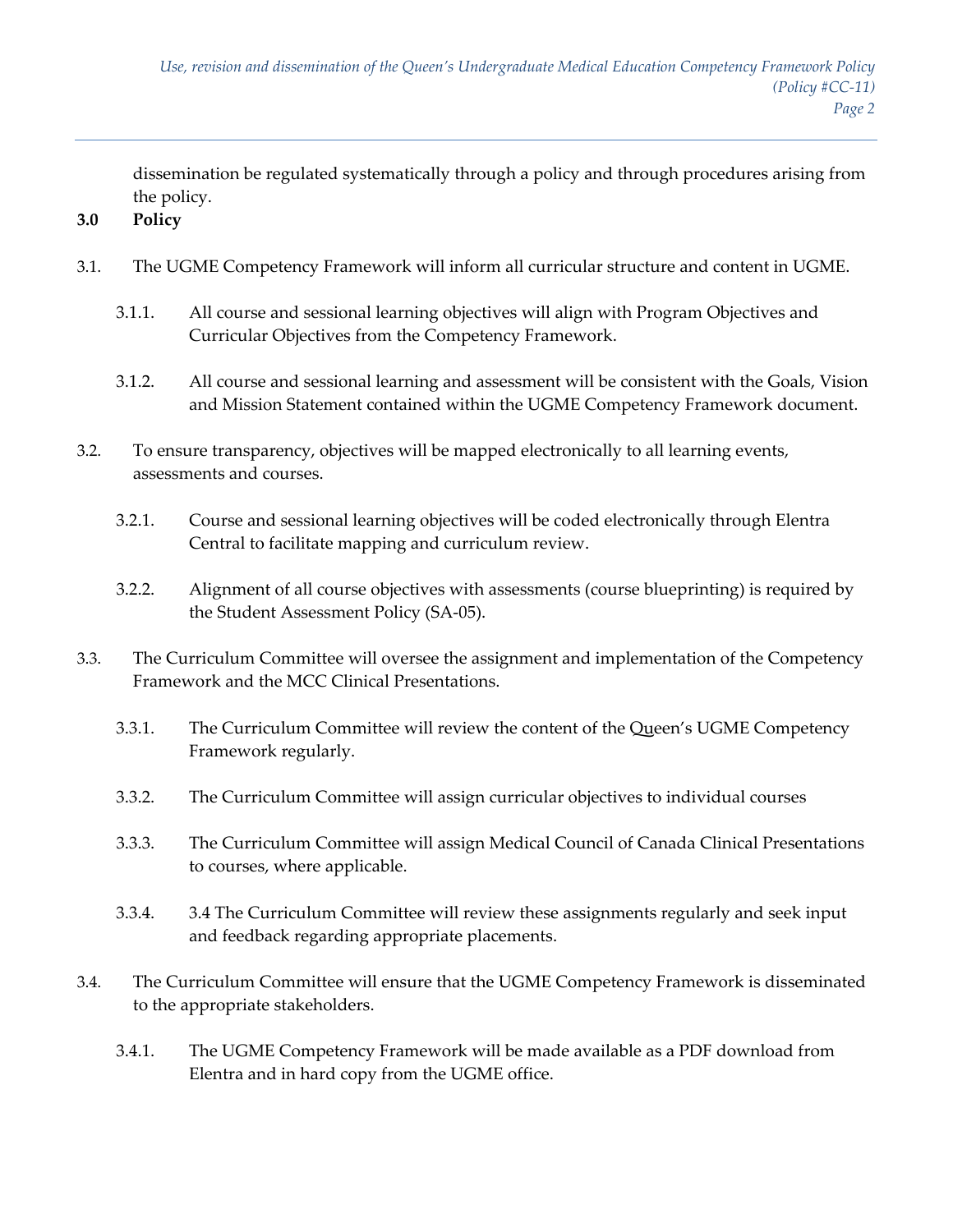dissemination be regulated systematically through a policy and through procedures arising from the policy.

## 3.0 Policy

3.1. The UGME Competency Framework will inform all curricular structure and content in UGME.

  3.1.1. All course and sessional learning objectives will align with Program Objectives and Curricular Objectives from the Competency Framework.

  3.1.2. All course and sessional learning and assessment will be consistent with the Goals, Vision and Mission Statement contained within the UGME Competency Framework document.

3.2. To ensure transparency, objectives will be mapped electronically to all learning events, assessments and courses.

  3.2.1. Course and sessional learning objectives will be coded electronically through Elentra Central to facilitate mapping and curriculum review.

  3.2.2. Alignment of all course objectives with assessments (course blueprinting) is required by the Student Assessment Policy (SA-05).

3.3. The Curriculum Committee will oversee the assignment and implementation of the Competency Framework and the MCC Clinical Presentations.

  3.3.1. The Curriculum Committee will review the content of the Queen's UGME Competency Framework regularly.

  3.3.2. The Curriculum Committee will assign curricular objectives to individual courses

  3.3.3. The Curriculum Committee will assign Medical Council of Canada Clinical Presentations to courses, where applicable.

  3.3.4. 3.4 The Curriculum Committee will review these assignments regularly and seek input and feedback regarding appropriate placements.

3.4. The Curriculum Committee will ensure that the UGME Competency Framework is disseminated to the appropriate stakeholders.

  3.4.1. The UGME Competency Framework will be made available as a PDF download from Elentra and in hard copy from the UGME office.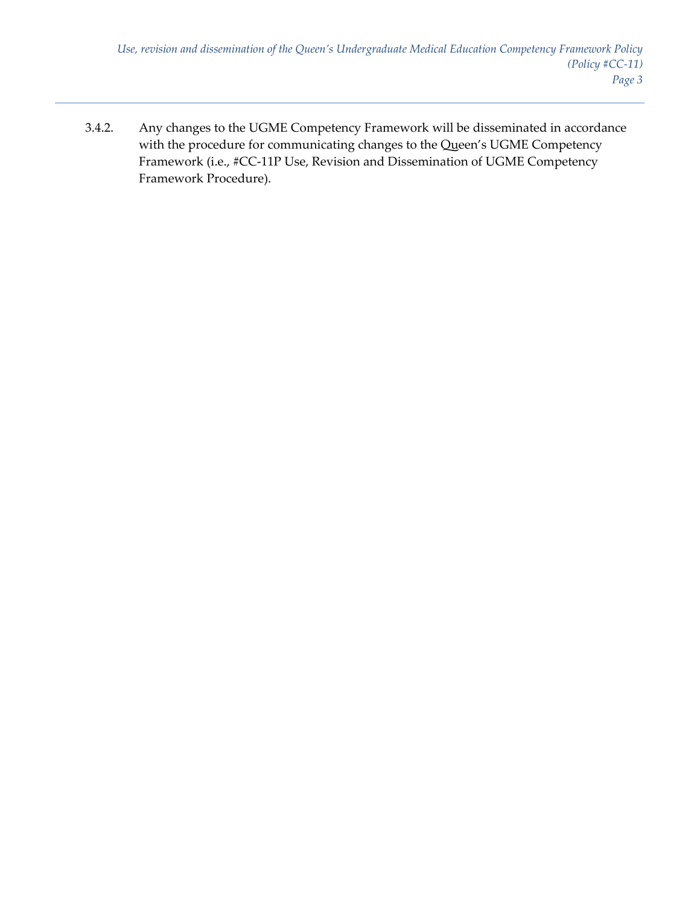3.4.2. Any changes to the UGME Competency Framework will be disseminated in accordance with the procedure for communicating changes to the Queen's UGME Competency Framework (i.e., #CC-11P Use, Revision and Dissemination of UGME Competency Framework Procedure).